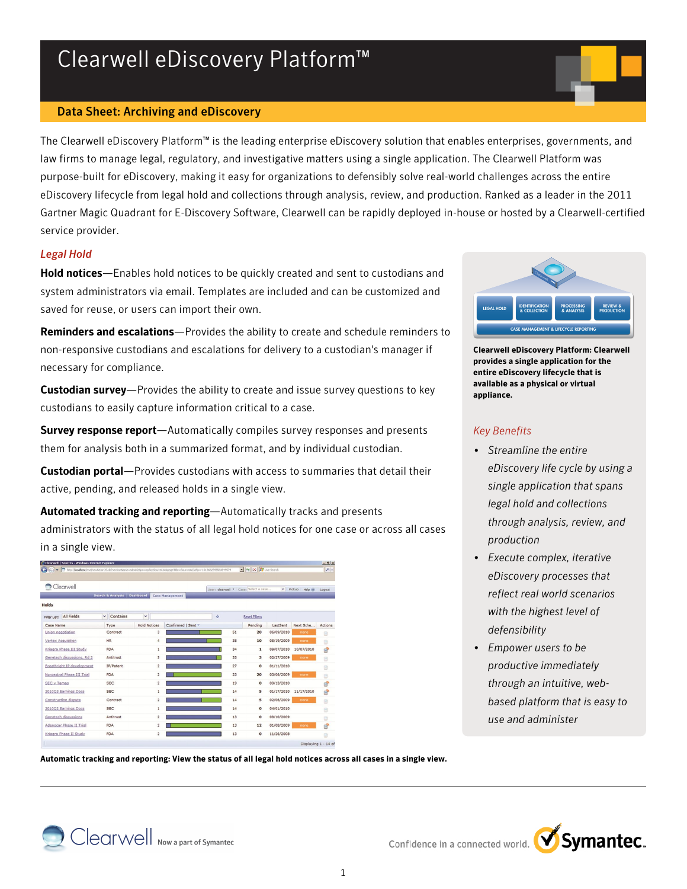# Clearwell eDiscovery Platform™

## Data Sheet: Archiving and eDiscovery

The Clearwell eDiscovery Platform™ is the leading enterprise eDiscovery solution that enables enterprises, governments, and law firms to manage legal, regulatory, and investigative matters using a single application. The Clearwell Platform was purpose-built for eDiscovery, making it easy for organizations to defensibly solve real-world challenges across the entire eDiscovery lifecycle from legal hold and collections through analysis, review, and production. Ranked as a leader in the 2011 Gartner Magic Quadrant for E-Discovery Software, Clearwell can be rapidly deployed in-house or hosted by a Clearwell-certified service provider.

### *Legal Hold*

**Hold notices**—Enables hold notices to be quickly created and sent to custodians and system administrators via email. Templates are included and can be customized and saved for reuse, or users can import their own.

**Reminders and escalations**—Provides the ability to create and schedule reminders to non-responsive custodians and escalations for delivery to a custodian's manager if necessary for compliance.

**Custodian survey**—Provides the ability to create and issue survey questions to key custodians to easily capture information critical to a case.

**Survey response report**—Automatically compiles survey responses and presents them for analysis both in a summarized format, and by individual custodian.

**Custodian portal**—Provides custodians with access to summaries that detail their active, pending, and released holds in a single view.

**Automated tracking and reporting**—Automatically tracks and presents administrators with the status of all legal hold notices for one case or across all cases in a single view.

**Automatic tracking and reporting: View the status of all legal hold notices across all cases in a single view.**

**Clearwell eDiscovery Platform: Clearwell provides a single application for the entire eDiscovery lifecycle that is available as a physical or virtual appliance.**

### *Key Benefits*

- *Streamline the entire eDiscovery life cycle by using a single application that spans legal hold and collections through analysis, review, and production*
- *Execute complex, iterative eDiscovery processes that reflect real world scenarios with the highest level of defensibility*
- *Empower users to be productive immediately through an intuitive, web-based platform that is easy to use and administer*

Clearwell Now a part of Symantec

Confidence in a connected world. Symantec.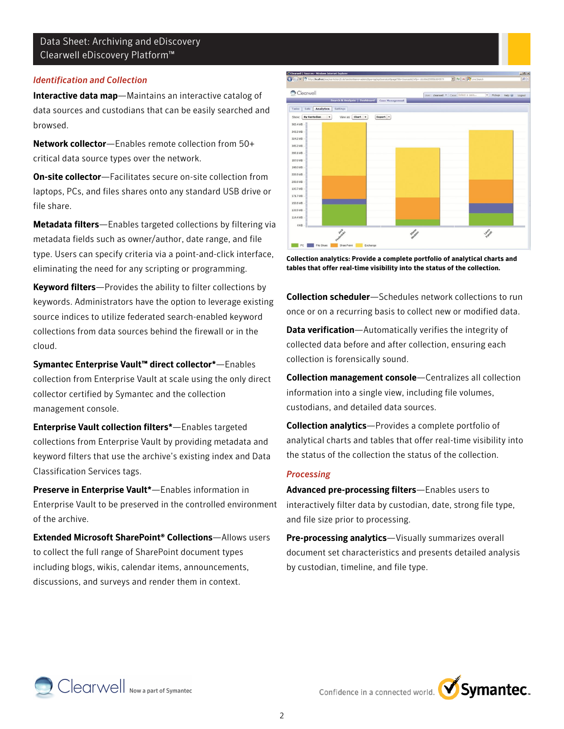## Identification and Collection

**Interactive data map**—Maintains an interactive catalog of data sources and custodians that can be easily searched and browsed.

**Network collector**—Enables remote collection from 50+ critical data source types over the network.

**On-site collector**—Facilitates secure on-site collection from laptops, PCs, and files shares onto any standard USB drive or file share.

**Metadata filters**—Enables targeted collections by filtering via metadata fields such as owner/author, date range, and file type. Users can specify criteria via a point-and-click interface, eliminating the need for any scripting or programming.

**Keyword filters**—Provides the ability to filter collections by keywords. Administrators have the option to leverage existing source indices to utilize federated search-enabled keyword collections from data sources behind the firewall or in the cloud.

**Symantec Enterprise Vault™ direct collector***—Enables collection from Enterprise Vault at scale using the only direct collector certified by Symantec and the collection management console.

**Enterprise Vault collection filters***—Enables targeted collections from Enterprise Vault by providing metadata and keyword filters that use the archive's existing index and Data Classification Services tags.

**Preserve in Enterprise Vault***—Enables information in Enterprise Vault to be preserved in the controlled environment of the archive.

**Extended Microsoft SharePoint® Collections**—Allows users to collect the full range of SharePoint document types including blogs, wikis, calendar items, announcements, discussions, and surveys and render them in context.

**Collection analytics: Provide a complete portfolio of analytical charts and tables that offer real-time visibility into the status of the collection.**

**Collection scheduler**—Schedules network collections to run once or on a recurring basis to collect new or modified data.

**Data verification**—Automatically verifies the integrity of collected data before and after collection, ensuring each collection is forensically sound.

**Collection management console**—Centralizes all collection information into a single view, including file volumes, custodians, and detailed data sources.

**Collection analytics**—Provides a complete portfolio of analytical charts and tables that offer real-time visibility into the status of the collection the status of the collection.

## Processing

**Advanced pre-processing filters**—Enables users to interactively filter data by custodian, date, strong file type, and file size prior to processing.

**Pre-processing analytics**—Visually summarizes overall document set characteristics and presents detailed analysis by custodian, timeline, and file type.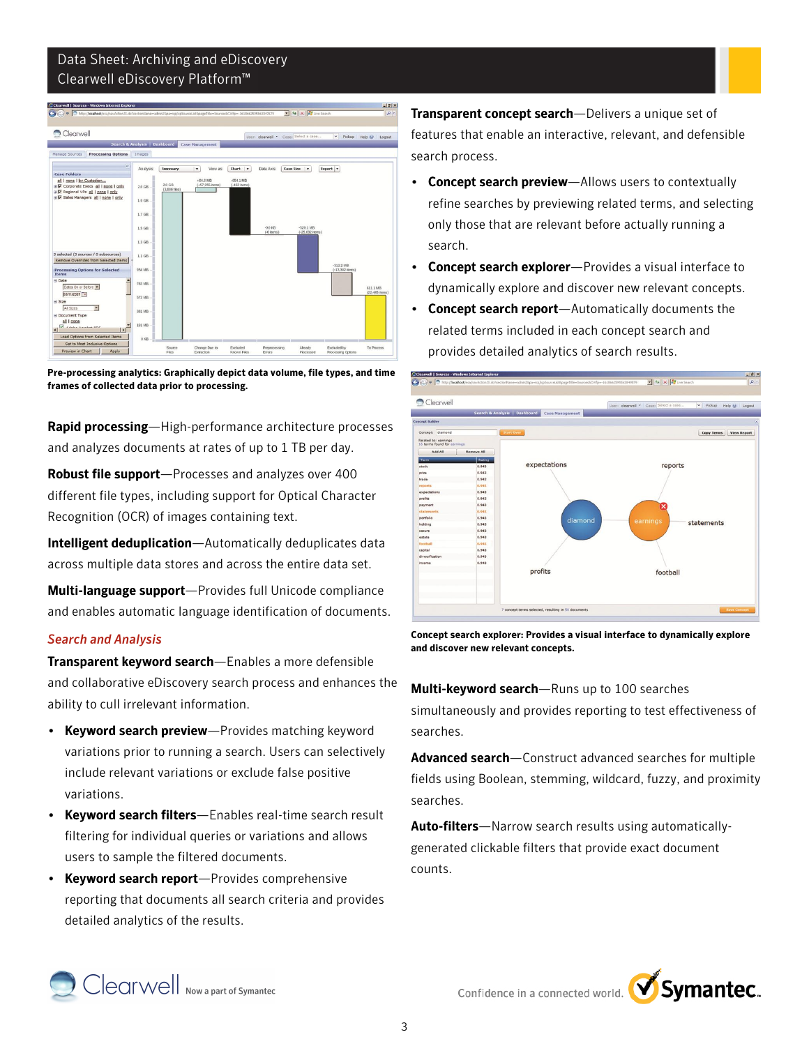**Pre-processing analytics: Graphically depict data volume, file types, and time frames of collected data prior to processing.**

**Rapid processing**—High-performance architecture processes and analyzes documents at rates of up to 1 TB per day.

**Robust file support**—Processes and analyzes over 400 different file types, including support for Optical Character Recognition (OCR) of images containing text.

**Intelligent deduplication**—Automatically deduplicates data across multiple data stores and across the entire data set.

**Multi-language support**—Provides full Unicode compliance and enables automatic language identification of documents.

## *Search and Analysis*

**Transparent keyword search**—Enables a more defensible and collaborative eDiscovery search process and enhances the ability to cull irrelevant information.

- **Keyword search preview**—Provides matching keyword variations prior to running a search. Users can selectively include relevant variations or exclude false positive variations.
- **Keyword search filters**—Enables real-time search result filtering for individual queries or variations and allows users to sample the filtered documents.
- **Keyword search report**—Provides comprehensive reporting that documents all search criteria and provides detailed analytics of the results.

**Transparent concept search**—Delivers a unique set of features that enable an interactive, relevant, and defensible search process.

- **Concept search preview**—Allows users to contextually refine searches by previewing related terms, and selecting only those that are relevant before actually running a search.
- **Concept search explorer**—Provides a visual interface to dynamically explore and discover new relevant concepts.
- **Concept search report**—Automatically documents the related terms included in each concept search and provides detailed analytics of search results.

**Concept search explorer: Provides a visual interface to dynamically explore and discover new relevant concepts.**

**Multi-keyword search**—Runs up to 100 searches simultaneously and provides reporting to test effectiveness of searches.

**Advanced search**—Construct advanced searches for multiple fields using Boolean, stemming, wildcard, fuzzy, and proximity searches.

**Auto-filters**—Narrow search results using automatically-generated clickable filters that provide exact document counts.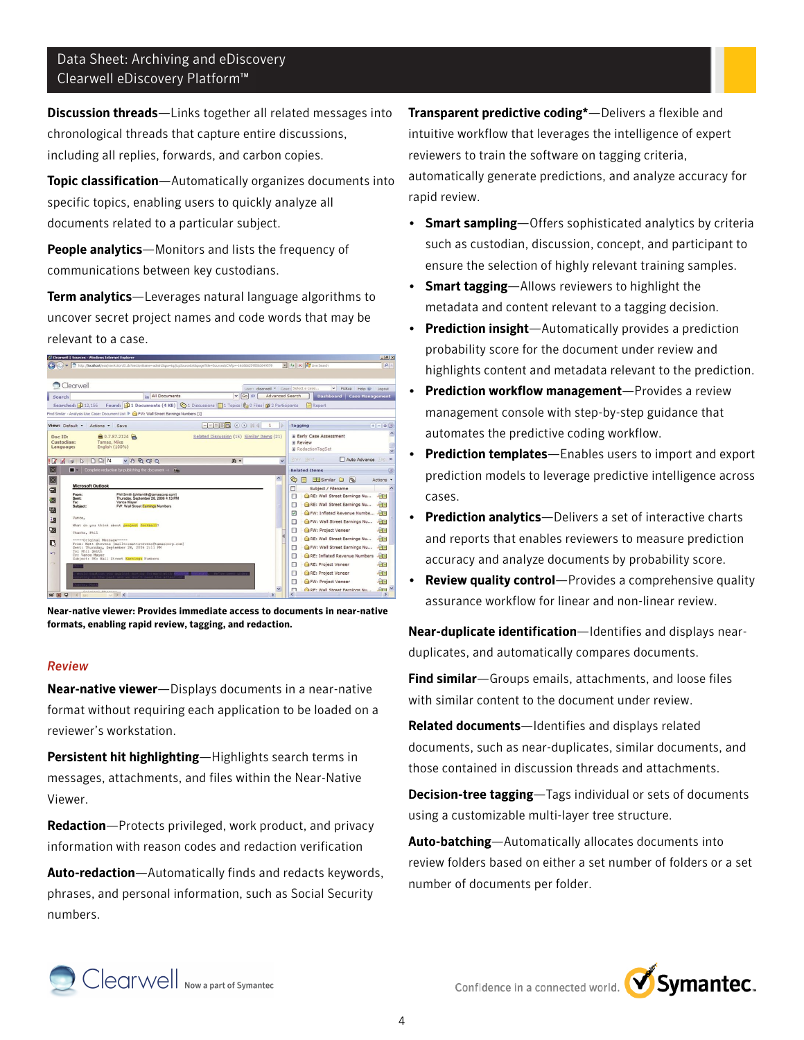**Discussion threads**—Links together all related messages into chronological threads that capture entire discussions, including all replies, forwards, and carbon copies.

**Topic classification**—Automatically organizes documents into specific topics, enabling users to quickly analyze all documents related to a particular subject.

**People analytics**—Monitors and lists the frequency of communications between key custodians.

**Term analytics**—Leverages natural language algorithms to uncover secret project names and code words that may be relevant to a case.

**Near-native viewer: Provides immediate access to documents in near-native formats, enabling rapid review, tagging, and redaction.**

### *Review*

**Near-native viewer**—Displays documents in a near-native format without requiring each application to be loaded on a reviewer's workstation.

**Persistent hit highlighting**—Highlights search terms in messages, attachments, and files within the Near-Native Viewer.

**Redaction**—Protects privileged, work product, and privacy information with reason codes and redaction verification

**Auto-redaction**—Automatically finds and redacts keywords, phrases, and personal information, such as Social Security numbers.

**Transparent predictive coding***—Delivers a flexible and intuitive workflow that leverages the intelligence of expert reviewers to train the software on tagging criteria, automatically generate predictions, and analyze accuracy for rapid review.

- **Smart sampling**—Offers sophisticated analytics by criteria such as custodian, discussion, concept, and participant to ensure the selection of highly relevant training samples.
- **Smart tagging**—Allows reviewers to highlight the metadata and content relevant to a tagging decision.
- **Prediction insight**—Automatically provides a prediction probability score for the document under review and highlights content and metadata relevant to the prediction.
- **Prediction workflow management**—Provides a review management console with step-by-step guidance that automates the predictive coding workflow.
- **Prediction templates**—Enables users to import and export prediction models to leverage predictive intelligence across cases.
- **Prediction analytics**—Delivers a set of interactive charts and reports that enables reviewers to measure prediction accuracy and analyze documents by probability score.
- **Review quality control**—Provides a comprehensive quality assurance workflow for linear and non-linear review.

**Near-duplicate identification**—Identifies and displays near-duplicates, and automatically compares documents.

**Find similar**—Groups emails, attachments, and loose files with similar content to the document under review.

**Related documents**—Identifies and displays related documents, such as near-duplicates, similar documents, and those contained in discussion threads and attachments.

**Decision-tree tagging**—Tags individual or sets of documents using a customizable multi-layer tree structure.

**Auto-batching**—Automatically allocates documents into review folders based on either a set number of folders or a set number of documents per folder.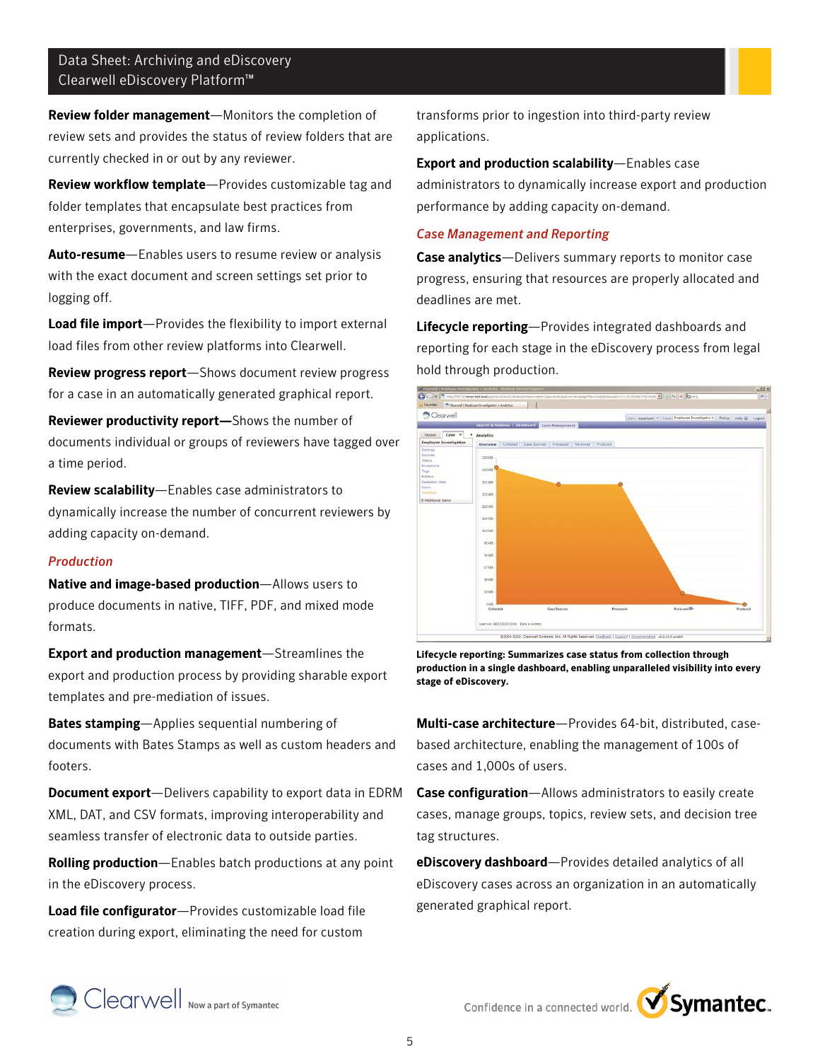**Review folder management**—Monitors the completion of review sets and provides the status of review folders that are currently checked in or out by any reviewer.

**Review workflow template**—Provides customizable tag and folder templates that encapsulate best practices from enterprises, governments, and law firms.

**Auto-resume**—Enables users to resume review or analysis with the exact document and screen settings set prior to logging off.

**Load file import**—Provides the flexibility to import external load files from other review platforms into Clearwell.

**Review progress report**—Shows document review progress for a case in an automatically generated graphical report.

**Reviewer productivity report—**Shows the number of documents individual or groups of reviewers have tagged over a time period.

**Review scalability**—Enables case administrators to dynamically increase the number of concurrent reviewers by adding capacity on-demand.

### *Production*

**Native and image-based production**—Allows users to produce documents in native, TIFF, PDF, and mixed mode formats.

**Export and production management**—Streamlines the export and production process by providing sharable export templates and pre-mediation of issues.

**Bates stamping**—Applies sequential numbering of documents with Bates Stamps as well as custom headers and footers.

**Document export**—Delivers capability to export data in EDRM XML, DAT, and CSV formats, improving interoperability and seamless transfer of electronic data to outside parties.

**Rolling production**—Enables batch productions at any point in the eDiscovery process.

**Load file configurator**—Provides customizable load file creation during export, eliminating the need for custom transforms prior to ingestion into third-party review applications.

**Export and production scalability**—Enables case administrators to dynamically increase export and production performance by adding capacity on-demand.

### *Case Management and Reporting*

**Case analytics**—Delivers summary reports to monitor case progress, ensuring that resources are properly allocated and deadlines are met.

**Lifecycle reporting**—Provides integrated dashboards and reporting for each stage in the eDiscovery process from legal hold through production.

**Lifecycle reporting: Summarizes case status from collection through production in a single dashboard, enabling unparalleled visibility into every stage of eDiscovery.**

**Multi-case architecture**—Provides 64-bit, distributed, case-based architecture, enabling the management of 100s of cases and 1,000s of users.

**Case configuration**—Allows administrators to easily create cases, manage groups, topics, review sets, and decision tree tag structures.

**eDiscovery dashboard**—Provides detailed analytics of all eDiscovery cases across an organization in an automatically generated graphical report.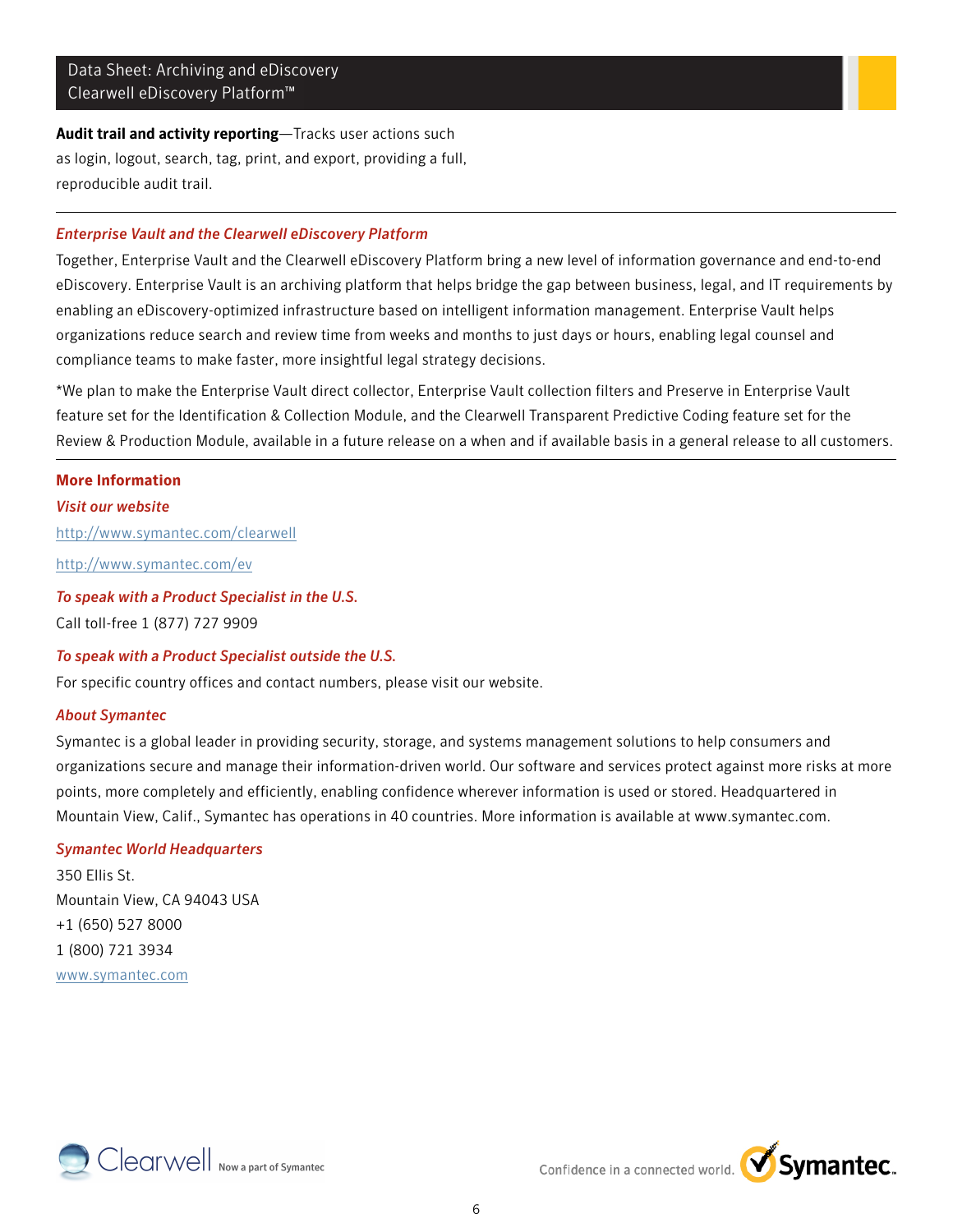**Audit trail and activity reporting**—Tracks user actions such as login, logout, search, tag, print, and export, providing a full, reproducible audit trail.

---

### *Enterprise Vault and the Clearwell eDiscovery Platform*

Together, Enterprise Vault and the Clearwell eDiscovery Platform bring a new level of information governance and end-to-end eDiscovery. Enterprise Vault is an archiving platform that helps bridge the gap between business, legal, and IT requirements by enabling an eDiscovery-optimized infrastructure based on intelligent information management. Enterprise Vault helps organizations reduce search and review time from weeks and months to just days or hours, enabling legal counsel and compliance teams to make faster, more insightful legal strategy decisions.

*We plan to make the Enterprise Vault direct collector, Enterprise Vault collection filters and Preserve in Enterprise Vault feature set for the Identification & Collection Module, and the Clearwell Transparent Predictive Coding feature set for the Review & Production Module, available in a future release on a when and if available basis in a general release to all customers.

---

## More Information

### *Visit our website*

http://www.symantec.com/clearwell

http://www.symantec.com/ev

### *To speak with a Product Specialist in the U.S.*

Call toll-free 1 (877) 727 9909

### *To speak with a Product Specialist outside the U.S.*

For specific country offices and contact numbers, please visit our website.

### *About Symantec*

Symantec is a global leader in providing security, storage, and systems management solutions to help consumers and organizations secure and manage their information-driven world. Our software and services protect against more risks at more points, more completely and efficiently, enabling confidence wherever information is used or stored. Headquartered in Mountain View, Calif., Symantec has operations in 40 countries. More information is available at www.symantec.com.

### *Symantec World Headquarters*

350 Ellis St.
Mountain View, CA 94043 USA
+1 (650) 527 8000
1 (800) 721 3934
www.symantec.com

Clearwell Now a part of Symantec

Confidence in a connected world. Symantec.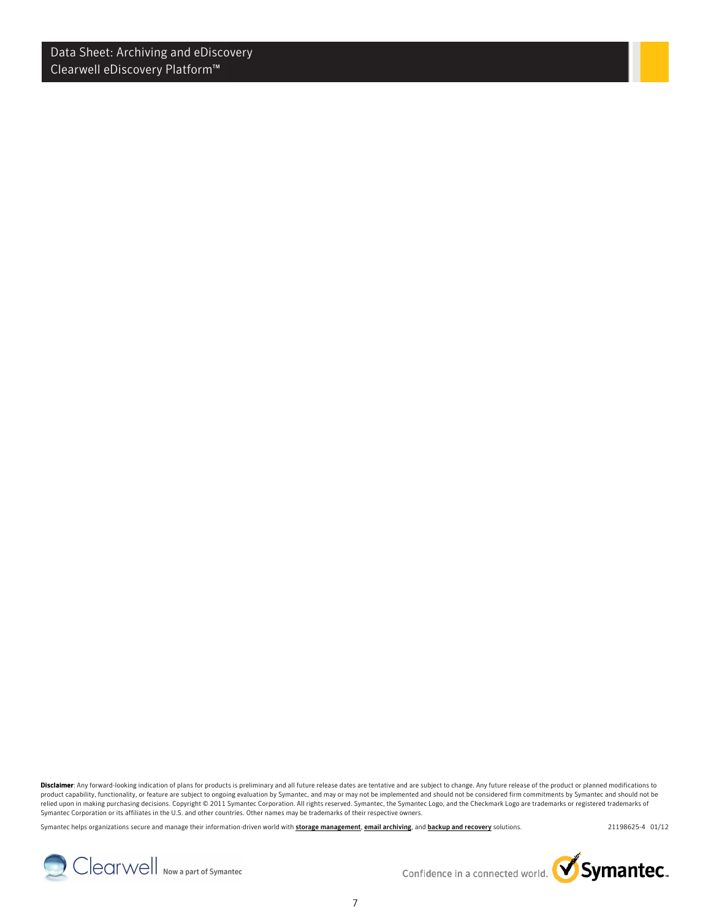**Disclaimer**: Any forward-looking indication of plans for products is preliminary and all future release dates are tentative and are subject to change. Any future release of the product or planned modifications to product capability, functionality, or feature are subject to ongoing evaluation by Symantec, and may or may not be implemented and should not be considered firm commitments by Symantec and should not be relied upon in making purchasing decisions. Copyright © 2011 Symantec Corporation. All rights reserved. Symantec, the Symantec Logo, and the Checkmark Logo are trademarks or registered trademarks of Symantec Corporation or its affiliates in the U.S. and other countries. Other names may be trademarks of their respective owners.

Symantec helps organizations secure and manage their information-driven world with **storage management**, **email archiving**, and **backup and recovery** solutions.

21198625-4 01/12

Clearwell Now a part of Symantec

Confidence in a connected world. Symantec.